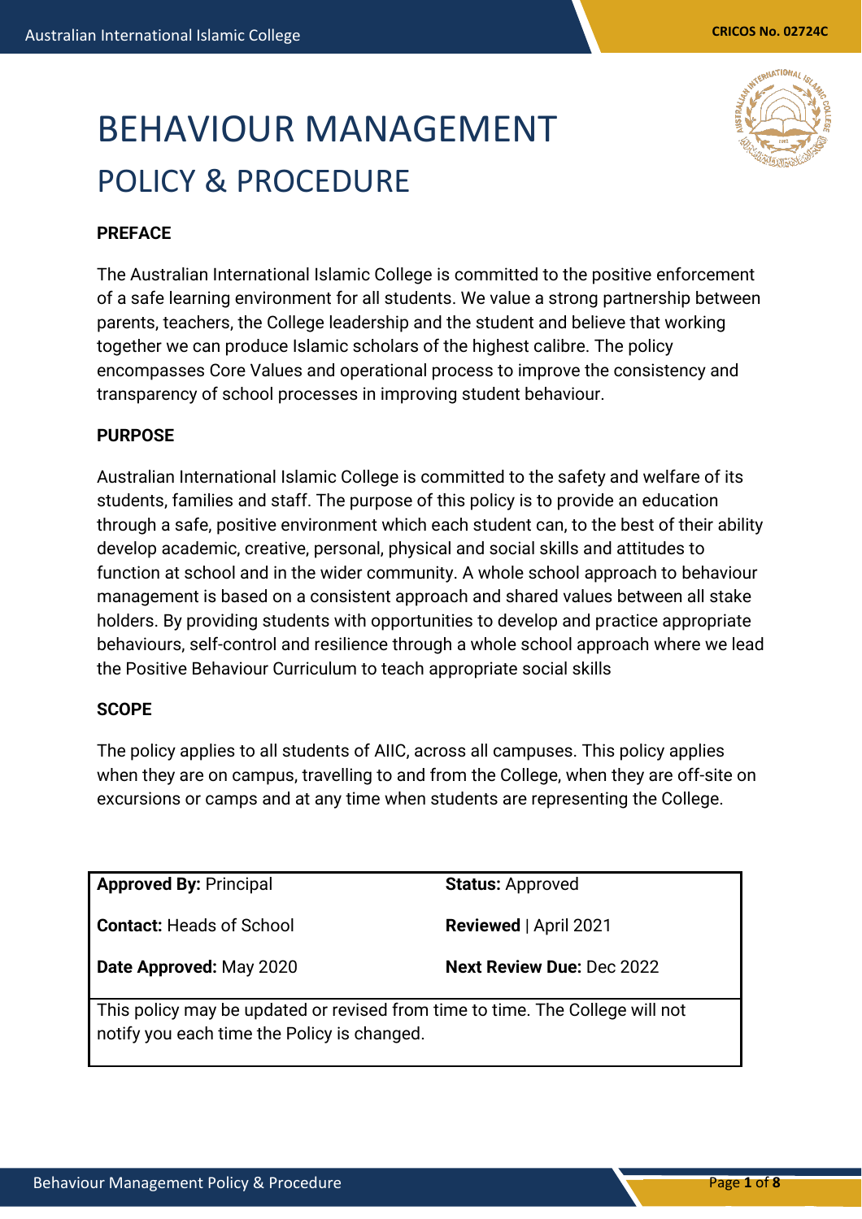# BEHAVIOUR MANAGEMENT

## POLICY & PROCEDURE

**PREFACE**

The Australian International Islamic College is committed to the positive enforcement of a safe learning environment for all students. We value a strong partnership between parents, teachers, the College leadership and the student and believe that working together we can produce Islamic scholars of the highest calibre. The policy encompasses Core Values and operational process to improve the consistency and transparency of school processes in improving student behaviour.

**PURPOSE**

Australian International Islamic College is committed to the safety and welfare of its students, families and staff. The purpose of this policy is to provide an education through a safe, positive environment which each student can, to the best of their ability develop academic, creative, personal, physical and social skills and attitudes to function at school and in the wider community. A whole school approach to behaviour management is based on a consistent approach and shared values between all stake holders. By providing students with opportunities to develop and practice appropriate behaviours, self-control and resilience through a whole school approach where we lead the Positive Behaviour Curriculum to teach appropriate social skills

**SCOPE**

The policy applies to all students of AIIC, across all campuses. This policy applies when they are on campus, travelling to and from the College, when they are off-site on excursions or camps and at any time when students are representing the College.

| | |
|---|---|
| **Approved By:** Principal | **Status:** Approved |
| **Contact:** Heads of School | **Reviewed** \| April 2021 |
| **Date Approved:** May 2020 | **Next Review Due:** Dec 2022 |
| This policy may be updated or revised from time to time. The College will not notify you each time the Policy is changed. | |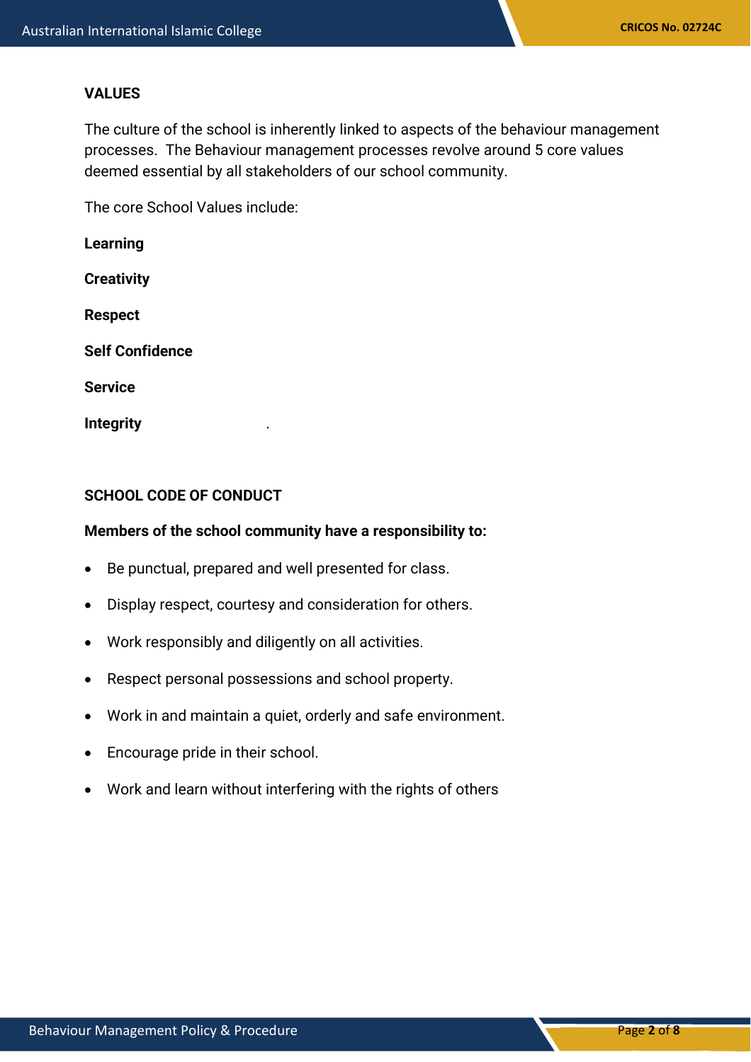## VALUES

The culture of the school is inherently linked to aspects of the behaviour management processes.  The Behaviour management processes revolve around 5 core values deemed essential by all stakeholders of our school community.

The core School Values include:

**Learning**

**Creativity**

**Respect**

**Self Confidence**

**Service**

**Integrity**                              .

## SCHOOL CODE OF CONDUCT

**Members of the school community have a responsibility to:**

- Be punctual, prepared and well presented for class.
- Display respect, courtesy and consideration for others.
- Work responsibly and diligently on all activities.
- Respect personal possessions and school property.
- Work in and maintain a quiet, orderly and safe environment.
- Encourage pride in their school.
- Work and learn without interfering with the rights of others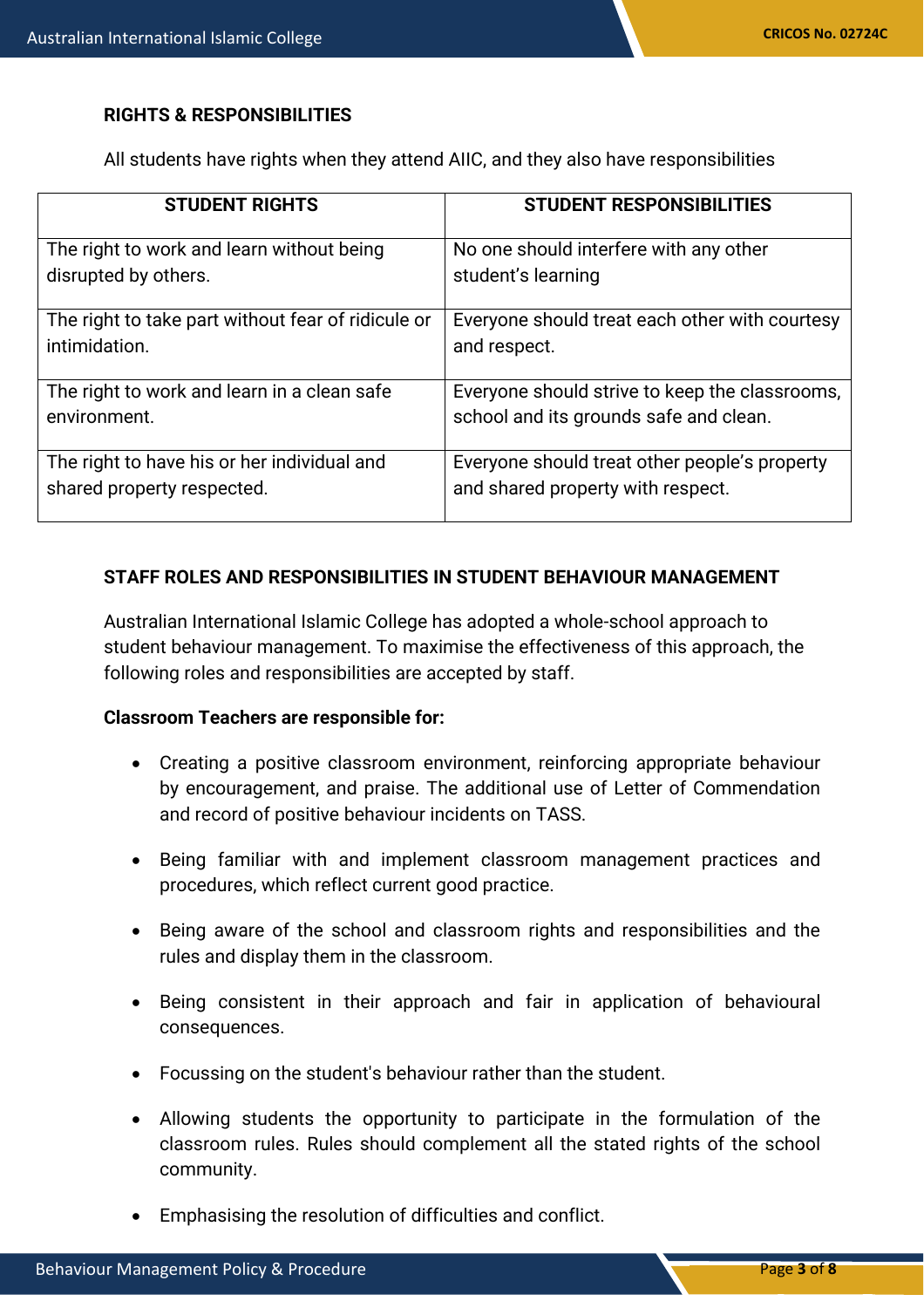## RIGHTS & RESPONSIBILITIES

All students have rights when they attend AIIC, and they also have responsibilities

| STUDENT RIGHTS | STUDENT RESPONSIBILITIES |
|---|---|
| The right to work and learn without being disrupted by others. | No one should interfere with any other student's learning |
| The right to take part without fear of ridicule or intimidation. | Everyone should treat each other with courtesy and respect. |
| The right to work and learn in a clean safe environment. | Everyone should strive to keep the classrooms, school and its grounds safe and clean. |
| The right to have his or her individual and shared property respected. | Everyone should treat other people's property and shared property with respect. |

## STAFF ROLES AND RESPONSIBILITIES IN STUDENT BEHAVIOUR MANAGEMENT

Australian International Islamic College has adopted a whole-school approach to student behaviour management. To maximise the effectiveness of this approach, the following roles and responsibilities are accepted by staff.

**Classroom Teachers are responsible for:**

- Creating a positive classroom environment, reinforcing appropriate behaviour by encouragement, and praise. The additional use of Letter of Commendation and record of positive behaviour incidents on TASS.
- Being familiar with and implement classroom management practices and procedures, which reflect current good practice.
- Being aware of the school and classroom rights and responsibilities and the rules and display them in the classroom.
- Being consistent in their approach and fair in application of behavioural consequences.
- Focussing on the student's behaviour rather than the student.
- Allowing students the opportunity to participate in the formulation of the classroom rules. Rules should complement all the stated rights of the school community.
- Emphasising the resolution of difficulties and conflict.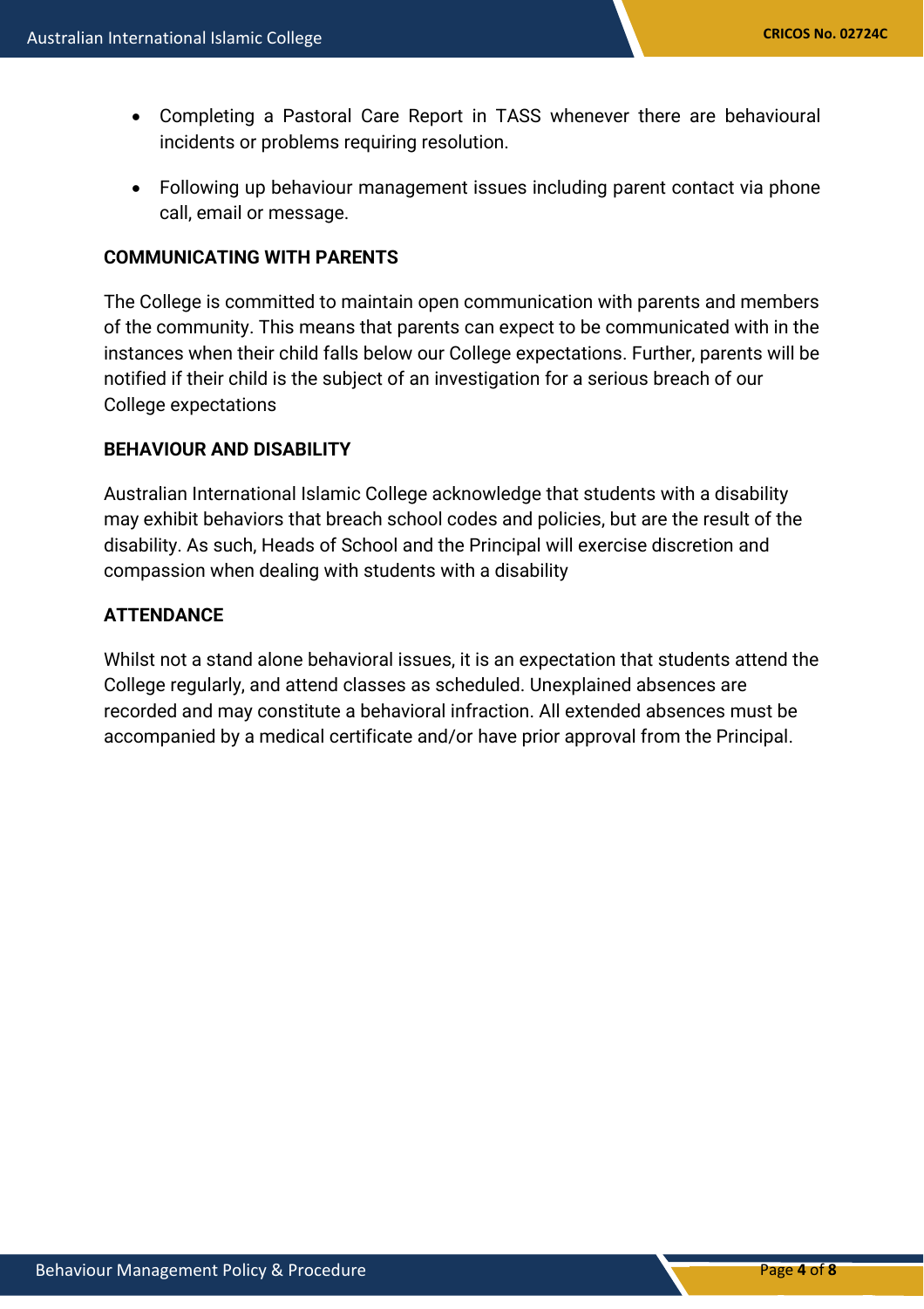- Completing a Pastoral Care Report in TASS whenever there are behavioural incidents or problems requiring resolution.
- Following up behaviour management issues including parent contact via phone call, email or message.

**COMMUNICATING WITH PARENTS**

The College is committed to maintain open communication with parents and members of the community. This means that parents can expect to be communicated with in the instances when their child falls below our College expectations. Further, parents will be notified if their child is the subject of an investigation for a serious breach of our College expectations

**BEHAVIOUR AND DISABILITY**

Australian International Islamic College acknowledge that students with a disability may exhibit behaviors that breach school codes and policies, but are the result of the disability. As such, Heads of School and the Principal will exercise discretion and compassion when dealing with students with a disability

**ATTENDANCE**

Whilst not a stand alone behavioral issues, it is an expectation that students attend the College regularly, and attend classes as scheduled. Unexplained absences are recorded and may constitute a behavioral infraction. All extended absences must be accompanied by a medical certificate and/or have prior approval from the Principal.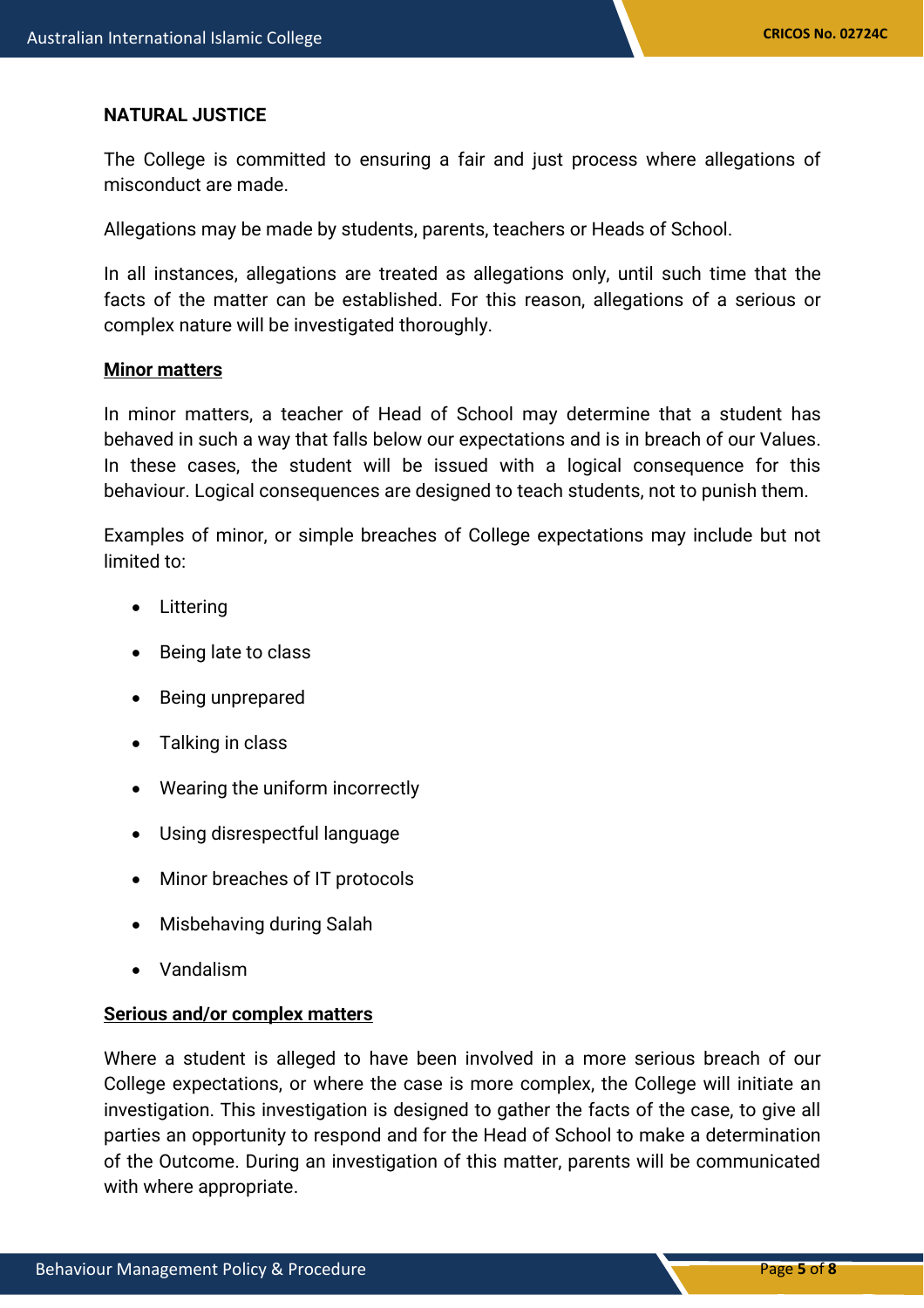**NATURAL JUSTICE**

The College is committed to ensuring a fair and just process where allegations of misconduct are made.

Allegations may be made by students, parents, teachers or Heads of School.

In all instances, allegations are treated as allegations only, until such time that the facts of the matter can be established. For this reason, allegations of a serious or complex nature will be investigated thoroughly.

**Minor matters**

In minor matters, a teacher of Head of School may determine that a student has behaved in such a way that falls below our expectations and is in breach of our Values. In these cases, the student will be issued with a logical consequence for this behaviour. Logical consequences are designed to teach students, not to punish them.

Examples of minor, or simple breaches of College expectations may include but not limited to:

- Littering
- Being late to class
- Being unprepared
- Talking in class
- Wearing the uniform incorrectly
- Using disrespectful language
- Minor breaches of IT protocols
- Misbehaving during Salah
- Vandalism

**Serious and/or complex matters**

Where a student is alleged to have been involved in a more serious breach of our College expectations, or where the case is more complex, the College will initiate an investigation. This investigation is designed to gather the facts of the case, to give all parties an opportunity to respond and for the Head of School to make a determination of the Outcome. During an investigation of this matter, parents will be communicated with where appropriate.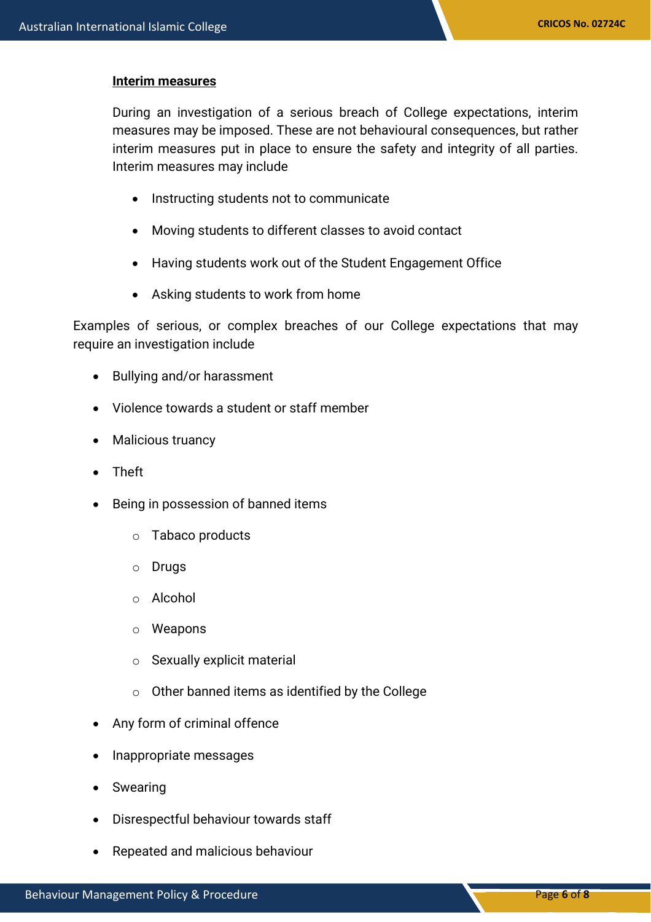**Interim measures**

During an investigation of a serious breach of College expectations, interim measures may be imposed. These are not behavioural consequences, but rather interim measures put in place to ensure the safety and integrity of all parties. Interim measures may include

- Instructing students not to communicate
- Moving students to different classes to avoid contact
- Having students work out of the Student Engagement Office
- Asking students to work from home

Examples of serious, or complex breaches of our College expectations that may require an investigation include

- Bullying and/or harassment
- Violence towards a student or staff member
- Malicious truancy
- Theft
- Being in possession of banned items
  - Tabaco products
  - Drugs
  - Alcohol
  - Weapons
  - Sexually explicit material
  - Other banned items as identified by the College
- Any form of criminal offence
- Inappropriate messages
- Swearing
- Disrespectful behaviour towards staff
- Repeated and malicious behaviour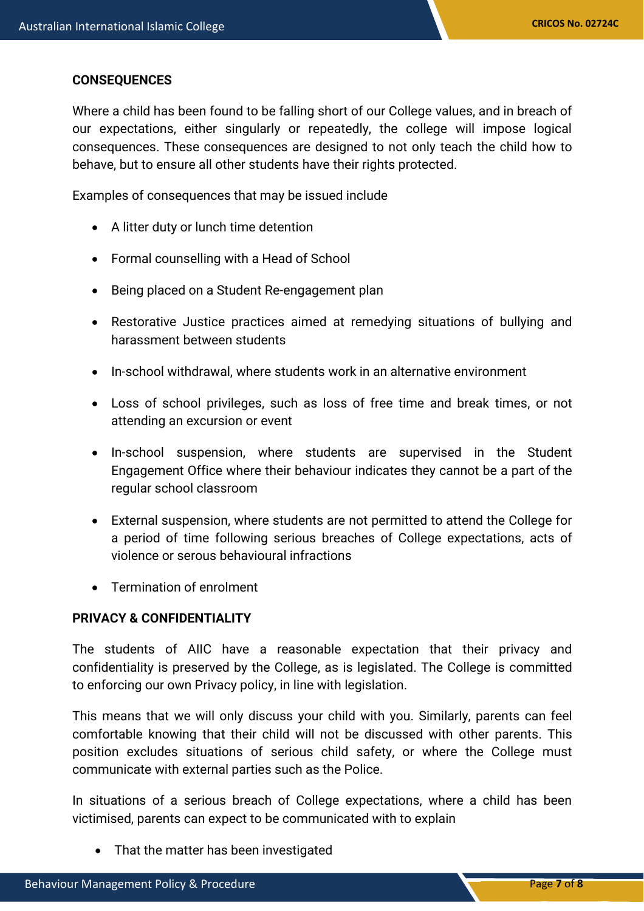**CONSEQUENCES**

Where a child has been found to be falling short of our College values, and in breach of our expectations, either singularly or repeatedly, the college will impose logical consequences. These consequences are designed to not only teach the child how to behave, but to ensure all other students have their rights protected.

Examples of consequences that may be issued include

- A litter duty or lunch time detention
- Formal counselling with a Head of School
- Being placed on a Student Re-engagement plan
- Restorative Justice practices aimed at remedying situations of bullying and harassment between students
- In-school withdrawal, where students work in an alternative environment
- Loss of school privileges, such as loss of free time and break times, or not attending an excursion or event
- In-school suspension, where students are supervised in the Student Engagement Office where their behaviour indicates they cannot be a part of the regular school classroom
- External suspension, where students are not permitted to attend the College for a period of time following serious breaches of College expectations, acts of violence or serous behavioural infractions
- Termination of enrolment

**PRIVACY & CONFIDENTIALITY**

The students of AIIC have a reasonable expectation that their privacy and confidentiality is preserved by the College, as is legislated. The College is committed to enforcing our own Privacy policy, in line with legislation.

This means that we will only discuss your child with you. Similarly, parents can feel comfortable knowing that their child will not be discussed with other parents. This position excludes situations of serious child safety, or where the College must communicate with external parties such as the Police.

In situations of a serious breach of College expectations, where a child has been victimised, parents can expect to be communicated with to explain

- That the matter has been investigated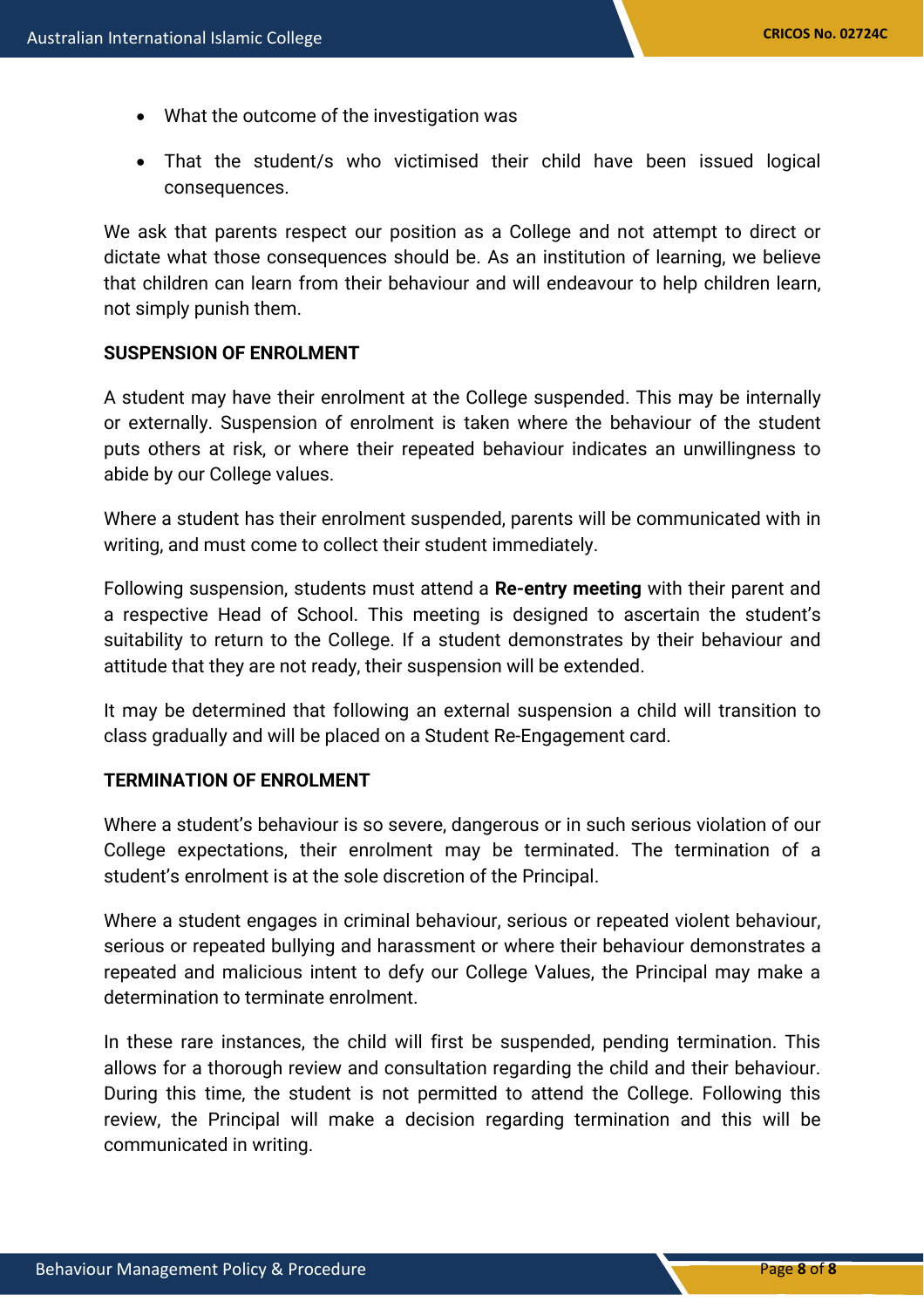- What the outcome of the investigation was
- That the student/s who victimised their child have been issued logical consequences.

We ask that parents respect our position as a College and not attempt to direct or dictate what those consequences should be. As an institution of learning, we believe that children can learn from their behaviour and will endeavour to help children learn, not simply punish them.

**SUSPENSION OF ENROLMENT**

A student may have their enrolment at the College suspended. This may be internally or externally. Suspension of enrolment is taken where the behaviour of the student puts others at risk, or where their repeated behaviour indicates an unwillingness to abide by our College values.

Where a student has their enrolment suspended, parents will be communicated with in writing, and must come to collect their student immediately.

Following suspension, students must attend a **Re-entry meeting** with their parent and a respective Head of School. This meeting is designed to ascertain the student's suitability to return to the College. If a student demonstrates by their behaviour and attitude that they are not ready, their suspension will be extended.

It may be determined that following an external suspension a child will transition to class gradually and will be placed on a Student Re-Engagement card.

**TERMINATION OF ENROLMENT**

Where a student's behaviour is so severe, dangerous or in such serious violation of our College expectations, their enrolment may be terminated. The termination of a student's enrolment is at the sole discretion of the Principal.

Where a student engages in criminal behaviour, serious or repeated violent behaviour, serious or repeated bullying and harassment or where their behaviour demonstrates a repeated and malicious intent to defy our College Values, the Principal may make a determination to terminate enrolment.

In these rare instances, the child will first be suspended, pending termination. This allows for a thorough review and consultation regarding the child and their behaviour. During this time, the student is not permitted to attend the College. Following this review, the Principal will make a decision regarding termination and this will be communicated in writing.